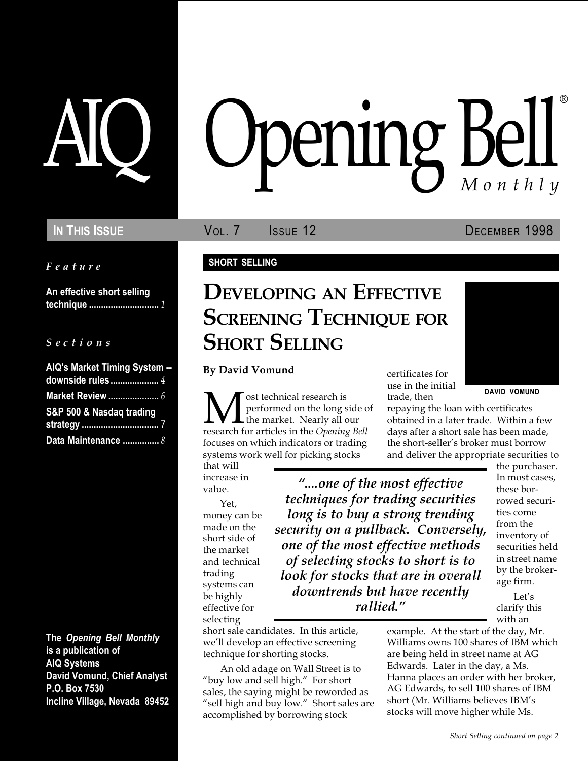# AIQ Opening Bell® Monthly

**In This Issue** — Vol. 7 Issue 12 — December 1998

*Feature*

**An effective short selling technique** ............ *1*

*Sections*

**AIQ's Market Timing System -- downside rules** ............ *4*

**Market Review** ............ *6*

**S&P 500 & Nasdaq trading strategy** ............ 7

**Data Maintenance** ............ *8*

**The *Opening Bell Monthly* is a publication of AIQ Systems**
**David Vomund, Chief Analyst**
**P.O. Box 7530**
**Incline Village, Nevada 89452**

**SHORT SELLING**

## Developing an Effective Screening Technique for Short Selling

**By David Vomund**

DAVID VOMUND

Most technical research is performed on the long side of the market. Nearly all our research for articles in the *Opening Bell* focuses on which indicators or trading systems work well for picking stocks that will increase in value.

Yet, money can be made on the short side of the market and technical trading systems can be highly effective for selecting short sale candidates. In this article, we'll develop an effective screening technique for shorting stocks.

> *"....one of the most effective techniques for trading securities long is to buy a strong trending security on a pullback. Conversely, one of the most effective methods of selecting stocks to short is to look for stocks that are in overall downtrends but have recently rallied."*

An old adage on Wall Street is to "buy low and sell high." For short sales, the saying might be reworded as "sell high and buy low." Short sales are accomplished by borrowing stock certificates for use in the initial trade, then repaying the loan with certificates obtained in a later trade. Within a few days after a short sale has been made, the short-seller's broker must borrow and deliver the appropriate securities to the purchaser. In most cases, these borrowed securities come from the inventory of securities held in street name by the brokerage firm.

Let's clarify this with an example. At the start of the day, Mr. Williams owns 100 shares of IBM which are being held in street name at AG Edwards. Later in the day, a Ms. Hanna places an order with her broker, AG Edwards, to sell 100 shares of IBM short (Mr. Williams believes IBM's stocks will move higher while Ms.

*Short Selling continued on page 2*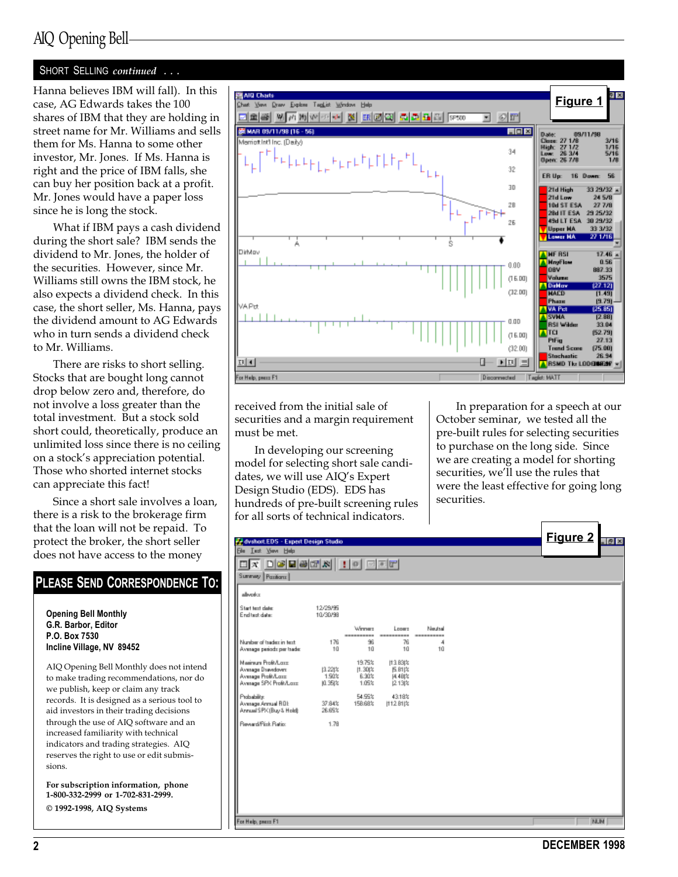## SHORT SELLING *continued* . . .

Hanna believes IBM will fall). In this case, AG Edwards takes the 100 shares of IBM that they are holding in street name for Mr. Williams and sells them for Ms. Hanna to some other investor, Mr. Jones. If Ms. Hanna is right and the price of IBM falls, she can buy her position back at a profit. Mr. Jones would have a paper loss since he is long the stock.

What if IBM pays a cash dividend during the short sale? IBM sends the dividend to Mr. Jones, the holder of the securities. However, since Mr. Williams still owns the IBM stock, he also expects a dividend check. In this case, the short seller, Ms. Hanna, pays the dividend amount to AG Edwards who in turn sends a dividend check to Mr. Williams.

There are risks to short selling. Stocks that are bought long cannot drop below zero and, therefore, do not involve a loss greater than the total investment. But a stock sold short could, theoretically, produce an unlimited loss since there is no ceiling on a stock's appreciation potential. Those who shorted internet stocks can appreciate this fact!

Since a short sale involves a loan, there is a risk to the brokerage firm that the loan will not be repaid. To protect the broker, the short seller does not have access to the money received from the initial sale of securities and a margin requirement must be met.

In developing our screening model for selecting short sale candidates, we will use AIQ's Expert Design Studio (EDS). EDS has hundreds of pre-built screening rules for all sorts of technical indicators.

In preparation for a speech at our October seminar, we tested all the pre-built rules for selecting securities to purchase on the long side. Since we are creating a model for shorting securities, we'll use the rules that were the least effective for going long securities.

**Figure 1**

**Figure 2**

| | | Winners | Losers | Neutral |
|---|---|---|---|---|
| Start test date: | 12/29/95 | | | |
| End test date: | 10/30/98 | | | |
| Number of trades in test: | 176 | 96 | 76 | 4 |
| Average periods per trade: | 10 | 10 | 10 | 10 |
| Maximum Profit/Loss: | | 19.75% | (13.83)% | |
| Average Drawdown: | (3.22)% | (1.30)% | (5.81)% | |
| Average Profit/Loss: | 1.50% | 6.30% | (4.48)% | |
| Average SPX Profit/Loss: | (0.35)% | 1.05% | (2.13)% | |
| Probability: | | 54.55% | 43.18% | |
| Average Annual ROI: | 37.84% | 158.68% | (112.81)% | |
| Annual SPX (Buy & Hold): | 26.65% | | | |
| Reward/Risk Ratio: | 1.78 | | | |

## PLEASE SEND CORRESPONDENCE TO:

**Opening Bell Monthly**
**G.R. Barbor, Editor**
**P.O. Box 7530**
**Incline Village, NV 89452**

AIQ Opening Bell Monthly does not intend to make trading recommendations, nor do we publish, keep or claim any track records. It is designed as a serious tool to aid investors in their trading decisions through the use of AIQ software and an increased familiarity with technical indicators and trading strategies. AIQ reserves the right to use or edit submissions.

**For subscription information, phone 1-800-332-2999 or 1-702-831-2999.**

**© 1992-1998, AIQ Systems**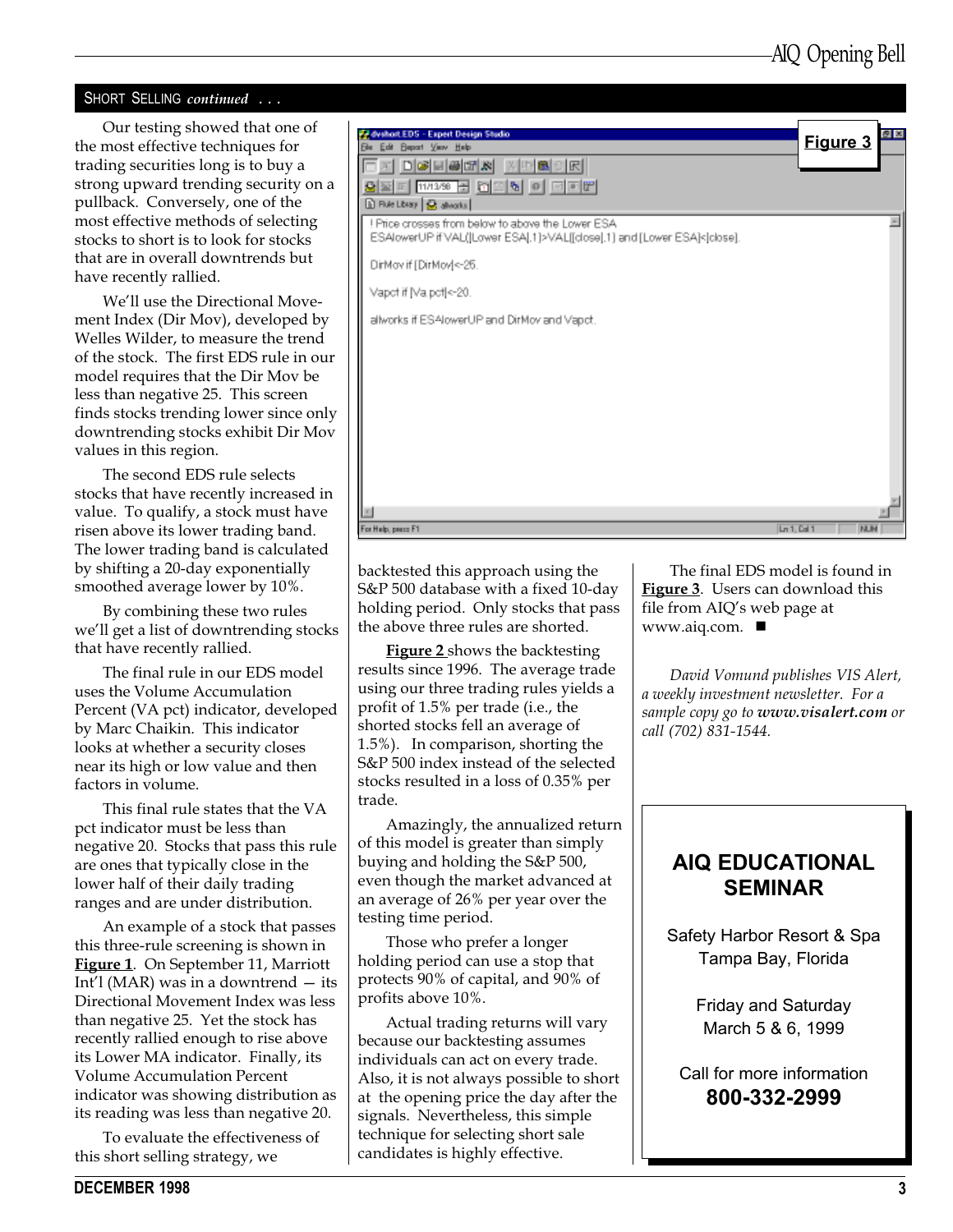## SHORT SELLING *continued* . . .

Our testing showed that one of the most effective techniques for trading securities long is to buy a strong upward trending security on a pullback. Conversely, one of the most effective methods of selecting stocks to short is to look for stocks that are in overall downtrends but have recently rallied.

We'll use the Directional Movement Index (Dir Mov), developed by Welles Wilder, to measure the trend of the stock. The first EDS rule in our model requires that the Dir Mov be less than negative 25. This screen finds stocks trending lower since only downtrending stocks exhibit Dir Mov values in this region.

The second EDS rule selects stocks that have recently increased in value. To qualify, a stock must have risen above its lower trading band. The lower trading band is calculated by shifting a 20-day exponentially smoothed average lower by 10%.

By combining these two rules we'll get a list of downtrending stocks that have recently rallied.

The final rule in our EDS model uses the Volume Accumulation Percent (VA pct) indicator, developed by Marc Chaikin. This indicator looks at whether a security closes near its high or low value and then factors in volume.

This final rule states that the VA pct indicator must be less than negative 20. Stocks that pass this rule are ones that typically close in the lower half of their daily trading ranges and are under distribution.

An example of a stock that passes this three-rule screening is shown in **Figure 1**. On September 11, Marriott Int'l (MAR) was in a downtrend — its Directional Movement Index was less than negative 25. Yet the stock has recently rallied enough to rise above its Lower MA indicator. Finally, its Volume Accumulation Percent indicator was showing distribution as its reading was less than negative 20.

To evaluate the effectiveness of this short selling strategy, we backtested this approach using the S&P 500 database with a fixed 10-day holding period. Only stocks that pass the above three rules are shorted.

**Figure 3**

```
! Price crosses from below to above the Lower ESA
ESAlowerUP if VAL([Lower ESA],1)>VAL([close],1) and [Lower ESA]<[close].

DirMov if [DirMov]<-25.

Vapct if [Va pct]<-20.

allworks if ESAlowerUP and DirMov and Vapct.
```

**Figure 2** shows the backtesting results since 1996. The average trade using our three trading rules yields a profit of 1.5% per trade (i.e., the shorted stocks fell an average of 1.5%). In comparison, shorting the S&P 500 index instead of the selected stocks resulted in a loss of 0.35% per trade.

Amazingly, the annualized return of this model is greater than simply buying and holding the S&P 500, even though the market advanced at an average of 26% per year over the testing time period.

Those who prefer a longer holding period can use a stop that protects 90% of capital, and 90% of profits above 10%.

Actual trading returns will vary because our backtesting assumes individuals can act on every trade. Also, it is not always possible to short at the opening price the day after the signals. Nevertheless, this simple technique for selecting short sale candidates is highly effective.

The final EDS model is found in **Figure 3**. Users can download this file from AIQ's web page at www.aiq.com. ■

*David Vomund publishes VIS Alert, a weekly investment newsletter. For a sample copy go to **www.visalert.com** or call (702) 831-1544.*

---

**AIQ EDUCATIONAL SEMINAR**

Safety Harbor Resort & Spa
Tampa Bay, Florida

Friday and Saturday
March 5 & 6, 1999

Call for more information
**800-332-2999**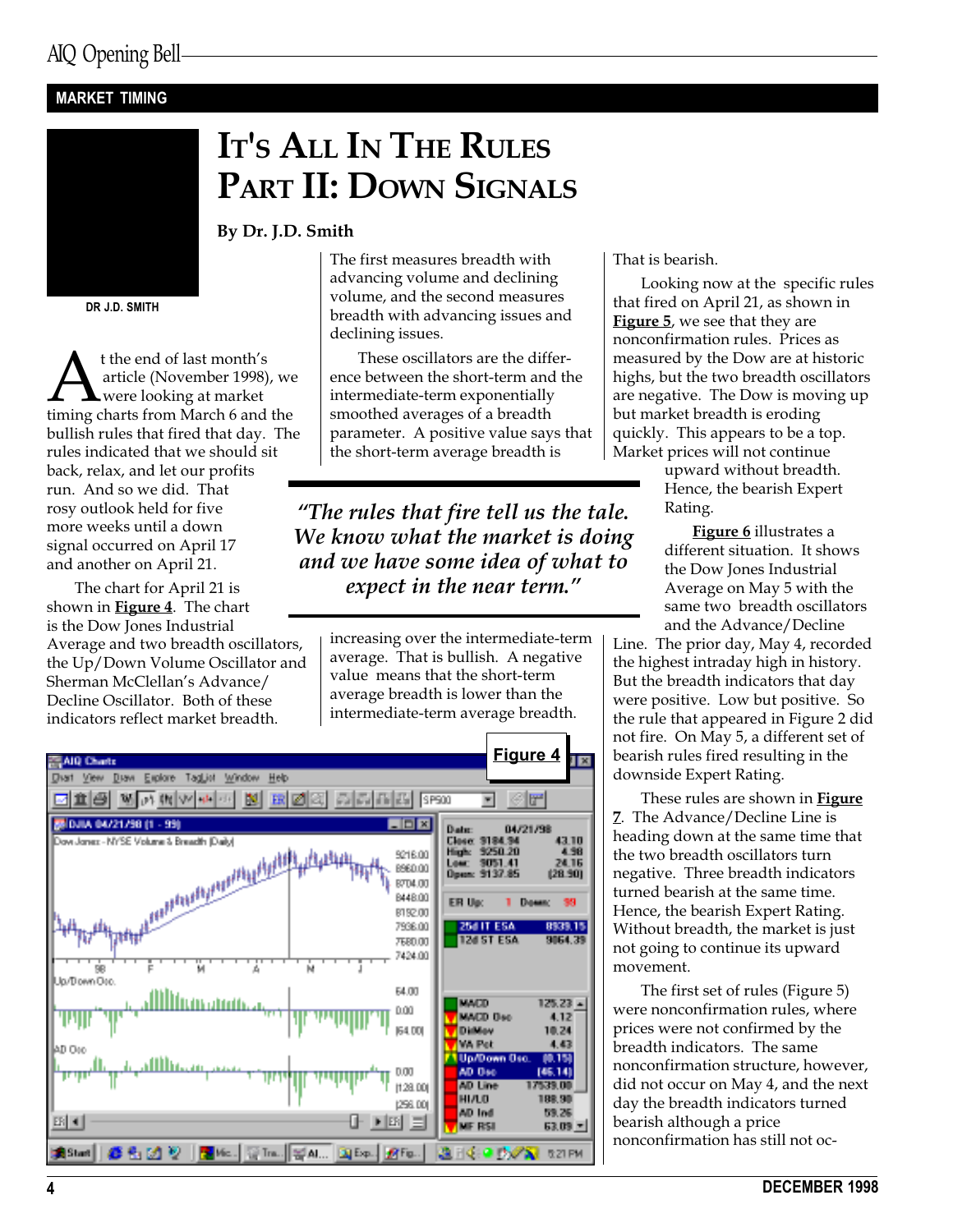MARKET TIMING

# It's All In The Rules Part II: Down Signals

**By Dr. J.D. Smith**

DR J.D. SMITH

At the end of last month's article (November 1998), we were looking at timing charts from March 6 and the bullish rules that fired that day. The rules indicated that we should sit back, relax, and let our profits run. And so we did. That rosy outlook held for five more weeks until a down signal occurred on April 17 and another on April 21.

The chart for April 21 is shown in **Figure 4**. The chart is the Dow Jones Industrial Average and two breadth oscillators, the Up/Down Volume Oscillator and Sherman McClellan's Advance/Decline Oscillator. Both of these indicators reflect market breadth. The first measures breadth with advancing volume and declining volume, and the second measures breadth with advancing issues and declining issues.

These oscillators are the difference between the short-term and the intermediate-term exponentially smoothed averages of a breadth parameter. A positive value says that the short-term average breadth is increasing over the intermediate-term average. That is bullish. A negative value means that the short-term average breadth is lower than the intermediate-term average breadth. That is bearish.

> *"The rules that fire tell us the tale. We know what the market is doing and we have some idea of what to expect in the near term."*

Looking now at the specific rules that fired on April 21, as shown in **Figure 5**, we see that they are nonconfirmation rules. Prices as measured by the Dow are at historic highs, but the two breadth oscillators are negative. The Dow is moving up but market breadth is eroding quickly. This appears to be a top. Market prices will not continue upward without breadth. Hence, the bearish Expert Rating.

**Figure 6** illustrates a different situation. It shows the Dow Jones Industrial Average on May 5 with the same two breadth oscillators and the Advance/Decline Line. The prior day, May 4, recorded the highest intraday high in history. But the breadth indicators that day were positive. Low but positive. So the rule that appeared in Figure 2 did not fire. On May 5, a different set of bearish rules fired resulting in the downside Expert Rating.

These rules are shown in **Figure 7**. The Advance/Decline Line is heading down at the same time that the two breadth oscillators turn negative. Three breadth indicators turned bearish at the same time. Hence, the bearish Expert Rating. Without breadth, the market is just not going to continue its upward movement.

The first set of rules (Figure 5) were nonconfirmation rules, where prices were not confirmed by the breadth indicators. The same nonconfirmation structure, however, did not occur on May 4, and the next day the breadth indicators turned bearish although a price nonconfirmation has still not oc-

**Figure 4**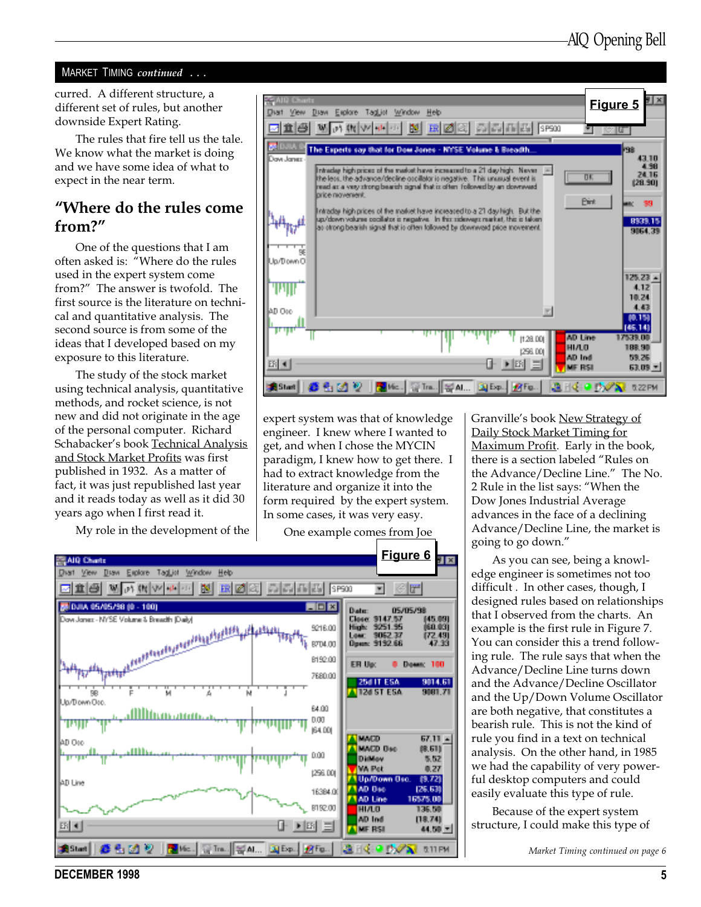MARKET TIMING *continued . . .*

curred. A different structure, a different set of rules, but another downside Expert Rating.

The rules that fire tell us the tale. We know what the market is doing and we have some idea of what to expect in the near term.

## "Where do the rules come from?"

One of the questions that I am often asked is: "Where do the rules used in the expert system come from?" The answer is twofold. The first source is the literature on technical and quantitative analysis. The second source is from some of the ideas that I developed based on my exposure to this literature.

The study of the stock market using technical analysis, quantitative methods, and rocket science, is not new and did not originate in the age of the personal computer. Richard Schabacker's book Technical Analysis and Stock Market Profits was first published in 1932. As a matter of fact, it was just republished last year and it reads today as well as it did 30 years ago when I first read it.

My role in the development of the expert system was that of knowledge engineer. I knew where I wanted to get, and when I chose the MYCIN paradigm, I knew how to get there. I had to extract knowledge from the literature and organize it into the form required by the expert system. In some cases, it was very easy.

One example comes from Joe Granville's book New Strategy of Daily Stock Market Timing for Maximum Profit. Early in the book, there is a section labeled "Rules on the Advance/Decline Line." The No. 2 Rule in the list says: "When the Dow Jones Industrial Average advances in the face of a declining Advance/Decline Line, the market is going to go down."

As you can see, being a knowledge engineer is sometimes not too difficult . In other cases, though, I designed rules based on relationships that I observed from the charts. An example is the first rule in Figure 7. You can consider this a trend following rule. The rule says that when the Advance/Decline Line turns down and the Advance/Decline Oscillator and the Up/Down Volume Oscillator are both negative, that constitutes a bearish rule. This is not the kind of rule you find in a text on technical analysis. On the other hand, in 1985 we had the capability of very powerful desktop computers and could easily evaluate this type of rule.

Because of the expert system structure, I could make this type of

Figure 5

Figure 6

*Market Timing continued on page 6*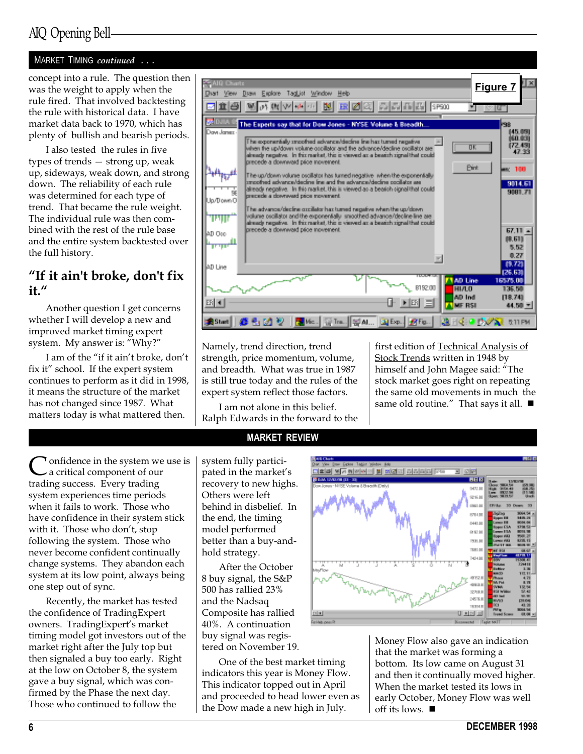## MARKET TIMING *continued* . . .

concept into a rule. The question then was the weight to apply when the rule fired. That involved backtesting the rule with historical data. I have market data back to 1970, which has plenty of bullish and bearish periods.

I also tested the rules in five types of trends — strong up, weak up, sideways, weak down, and strong down. The reliability of each rule was determined for each type of trend. That became the rule weight. The individual rule was then combined with the rest of the rule base and the entire system backtested over the full history.

### "If it ain't broke, don't fix it."

Another question I get concerns whether I will develop a new and improved market timing expert system. My answer is: "Why?"

I am of the "if it ain't broke, don't fix it" school. If the expert system continues to perform as it did in 1998, it means the structure of the market has not changed since 1987. What matters today is what mattered then. Namely, trend direction, trend strength, price momentum, volume, and breadth. What was true in 1987 is still true today and the rules of the expert system reflect those factors.

I am not alone in this belief. Ralph Edwards in the forward to the first edition of Technical Analysis of Stock Trends written in 1948 by himself and John Magee said: "The stock market goes right on repeating the same old movements in much the same old routine." That says it all. ■

Figure 7

## MARKET REVIEW

Confidence in the system we use is a critical component of our trading success. Every trading system experiences time periods when it fails to work. Those who have confidence in their system stick with it. Those who don't, stop following the system. Those who never become confident continually change systems. They abandon each system at its low point, always being one step out of sync.

Recently, the market has tested the confidence of TradingExpert owners. TradingExpert's market timing model got investors out of the market right after the July top but then signaled a buy too early. Right at the low on October 8, the system gave a buy signal, which was confirmed by the Phase the next day. Those who continued to follow the system fully participated in the market's recovery to new highs. Others were left behind in disbelief. In the end, the timing model performed better than a buy-and-hold strategy.

After the October 8 buy signal, the S&P 500 has rallied 23% and the Nadsaq Composite has rallied 40%. A continuation buy signal was registered on November 19.

One of the best market timing indicators this year is Money Flow. This indicator topped out in April and proceeded to head lower even as the Dow made a new high in July. Money Flow also gave an indication that the market was forming a bottom. Its low came on August 31 and then it continually moved higher. When the market tested its lows in early October, Money Flow was well off its lows. ■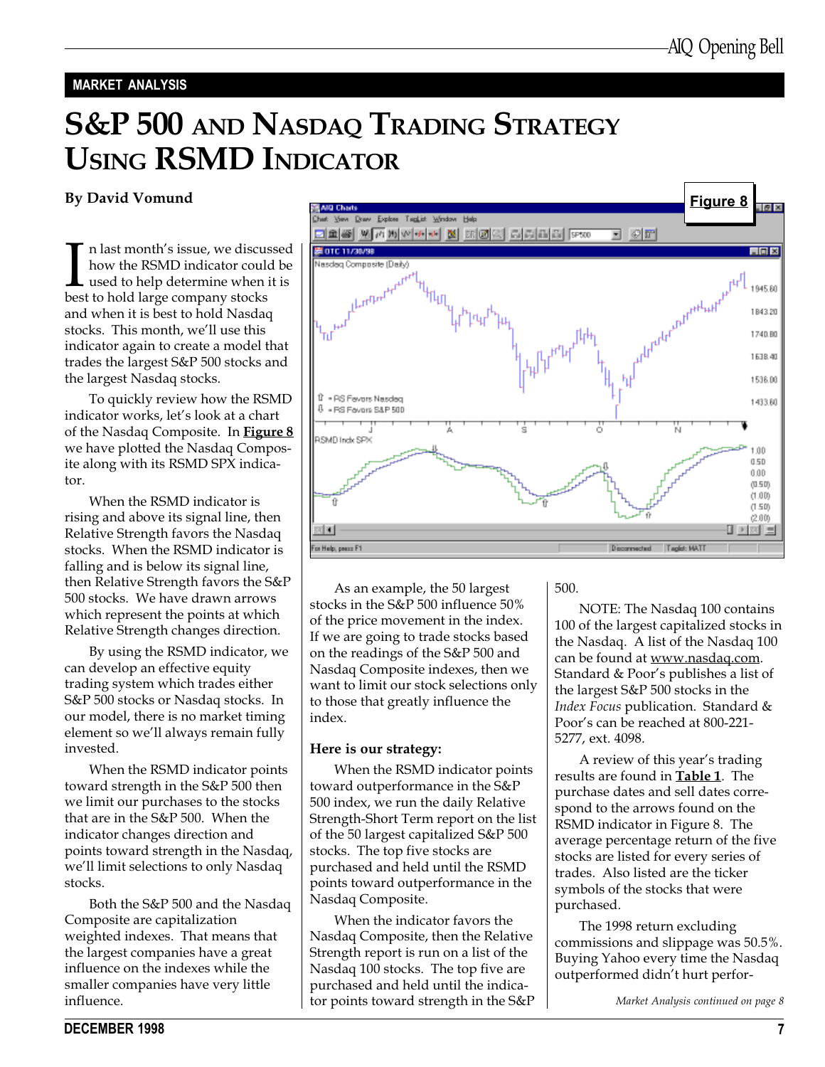MARKET ANALYSIS

# S&P 500 and Nasdaq Trading Strategy Using RSMD Indicator

**By David Vomund**

In last month's issue, we discussed how the RSMD indicator could be used to help determine when it is best to hold large company stocks and when it is best to hold Nasdaq stocks. This month, we'll use this indicator again to create a model that trades the largest S&P 500 stocks and the largest Nasdaq stocks.

To quickly review how the RSMD indicator works, let's look at a chart of the Nasdaq Composite. In **Figure 8** we have plotted the Nasdaq Composite along with its RSMD SPX indicator.

When the RSMD indicator is rising and above its signal line, then Relative Strength favors the Nasdaq stocks. When the RSMD indicator is falling and is below its signal line, then Relative Strength favors the S&P 500 stocks. We have drawn arrows which represent the points at which Relative Strength changes direction.

By using the RSMD indicator, we can develop an effective equity trading system which trades either S&P 500 stocks or Nasdaq stocks. In our model, there is no market timing element so we'll always remain fully invested.

When the RSMD indicator points toward strength in the S&P 500 then we limit our purchases to the stocks that are in the S&P 500. When the indicator changes direction and points toward strength in the Nasdaq, we'll limit selections to only Nasdaq stocks.

Both the S&P 500 and the Nasdaq Composite are capitalization weighted indexes. That means that the largest companies have a great influence on the indexes while the smaller companies have very little influence.

**Figure 8**

As an example, the 50 largest stocks in the S&P 500 influence 50% of the price movement in the index. If we are going to trade stocks based on the readings of the S&P 500 and Nasdaq Composite indexes, then we want to limit our stock selections only to those that greatly influence the index.

**Here is our strategy:**

When the RSMD indicator points toward outperformance in the S&P 500 index, we run the daily Relative Strength-Short Term report on the list of the 50 largest capitalized S&P 500 stocks. The top five stocks are purchased and held until the RSMD points toward outperformance in the Nasdaq Composite.

When the indicator favors the Nasdaq Composite, then the Relative Strength report is run on a list of the Nasdaq 100 stocks. The top five are purchased and held until the indicator points toward strength in the S&P 500.

NOTE: The Nasdaq 100 contains 100 of the largest capitalized stocks in the Nasdaq. A list of the Nasdaq 100 can be found at www.nasdaq.com. Standard & Poor's publishes a list of the largest S&P 500 stocks in the *Index Focus* publication. Standard & Poor's can be reached at 800-221-5277, ext. 4098.

A review of this year's trading results are found in **Table 1**. The purchase dates and sell dates correspond to the arrows found on the RSMD indicator in Figure 8. The average percentage return of the five stocks are listed for every series of trades. Also listed are the ticker symbols of the stocks that were purchased.

The 1998 return excluding commissions and slippage was 50.5%. Buying Yahoo every time the Nasdaq outperformed didn't hurt perfor-

*Market Analysis continued on page 8*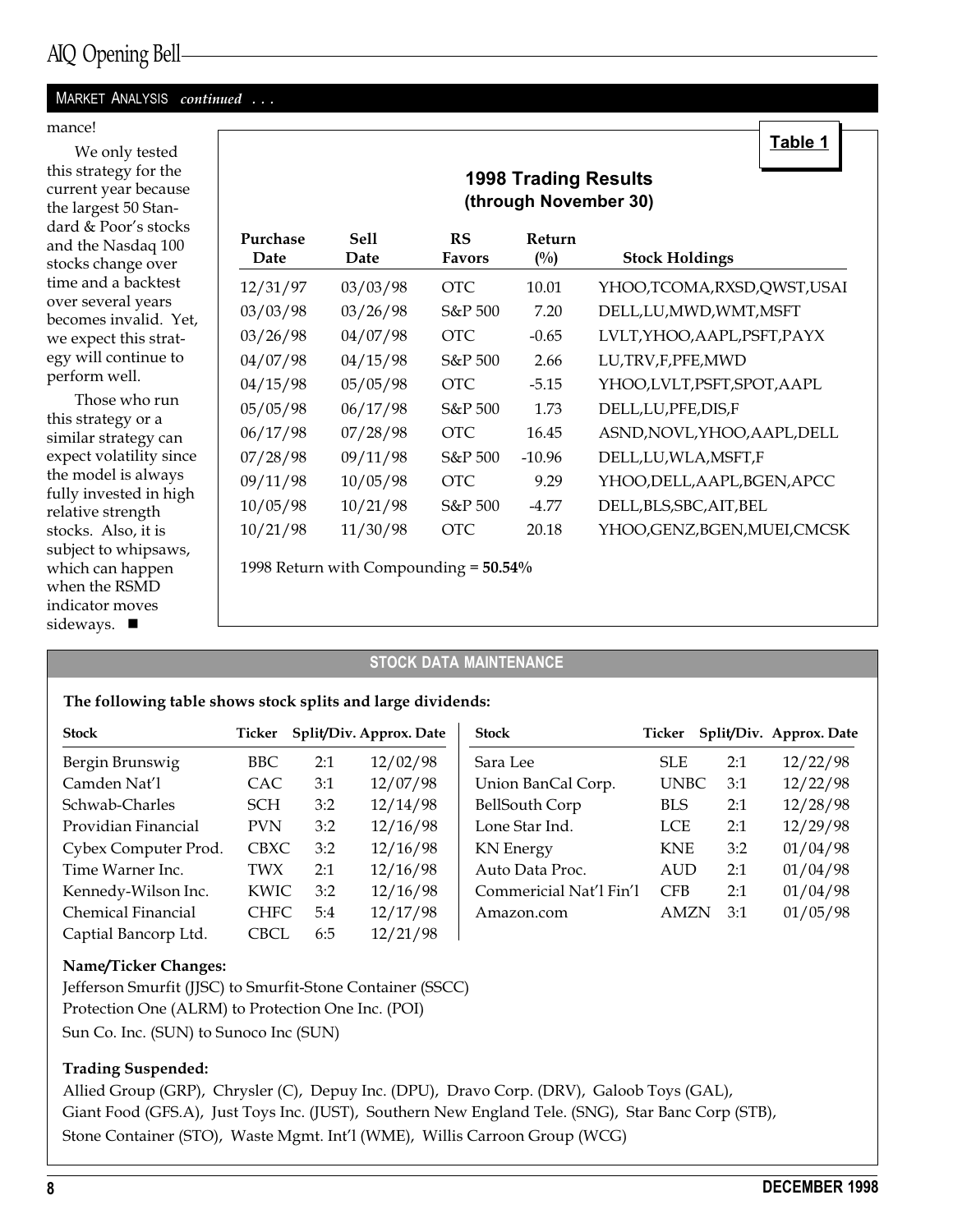MARKET ANALYSIS *continued . . .*

mance!

We only tested this strategy for the current year because the largest 50 Standard & Poor's stocks and the Nasdaq 100 stocks change over time and a backtest over several years becomes invalid. Yet, we expect this strategy will continue to perform well.

Those who run this strategy or a similar strategy can expect volatility since the model is always fully invested in high relative strength stocks. Also, it is subject to whipsaws, which can happen when the RSMD indicator moves sideways. ■

**Table 1**

**1998 Trading Results (through November 30)**

| Purchase Date | Sell Date | RS Favors | Return (%) | Stock Holdings |
|---|---|---|---|---|
| 12/31/97 | 03/03/98 | OTC | 10.01 | YHOO,TCOMA,RXSD,QWST,USAI |
| 03/03/98 | 03/26/98 | S&P 500 | 7.20 | DELL,LU,MWD,WMT,MSFT |
| 03/26/98 | 04/07/98 | OTC | -0.65 | LVLT,YHOO,AAPL,PSFT,PAYX |
| 04/07/98 | 04/15/98 | S&P 500 | 2.66 | LU,TRV,F,PFE,MWD |
| 04/15/98 | 05/05/98 | OTC | -5.15 | YHOO,LVLT,PSFT,SPOT,AAPL |
| 05/05/98 | 06/17/98 | S&P 500 | 1.73 | DELL,LU,PFE,DIS,F |
| 06/17/98 | 07/28/98 | OTC | 16.45 | ASND,NOVL,YHOO,AAPL,DELL |
| 07/28/98 | 09/11/98 | S&P 500 | -10.96 | DELL,LU,WLA,MSFT,F |
| 09/11/98 | 10/05/98 | OTC | 9.29 | YHOO,DELL,AAPL,BGEN,APCC |
| 10/05/98 | 10/21/98 | S&P 500 | -4.77 | DELL,BLS,SBC,AIT,BEL |
| 10/21/98 | 11/30/98 | OTC | 20.18 | YHOO,GENZ,BGEN,MUEI,CMCSK |

1998 Return with Compounding = **50.54%**

## STOCK DATA MAINTENANCE

**The following table shows stock splits and large dividends:**

| Stock | Ticker | Split/Div. | Approx. Date |
|---|---|---|---|
| Bergin Brunswig | BBC | 2:1 | 12/02/98 |
| Camden Nat'l | CAC | 3:1 | 12/07/98 |
| Schwab-Charles | SCH | 3:2 | 12/14/98 |
| Providian Financial | PVN | 3:2 | 12/16/98 |
| Cybex Computer Prod. | CBXC | 3:2 | 12/16/98 |
| Time Warner Inc. | TWX | 2:1 | 12/16/98 |
| Kennedy-Wilson Inc. | KWIC | 3:2 | 12/16/98 |
| Chemical Financial | CHFC | 5:4 | 12/17/98 |
| Captial Bancorp Ltd. | CBCL | 6:5 | 12/21/98 |
| Sara Lee | SLE | 2:1 | 12/22/98 |
| Union BanCal Corp. | UNBC | 3:1 | 12/22/98 |
| BellSouth Corp | BLS | 2:1 | 12/28/98 |
| Lone Star Ind. | LCE | 2:1 | 12/29/98 |
| KN Energy | KNE | 3:2 | 01/04/98 |
| Auto Data Proc. | AUD | 2:1 | 01/04/98 |
| Commericial Nat'l Fin'l | CFB | 2:1 | 01/04/98 |
| Amazon.com | AMZN | 3:1 | 01/05/98 |

**Name/Ticker Changes:**

Jefferson Smurfit (JJSC) to Smurfit-Stone Container (SSCC)
Protection One (ALRM) to Protection One Inc. (POI)
Sun Co. Inc. (SUN) to Sunoco Inc (SUN)

**Trading Suspended:**

Allied Group (GRP), Chrysler (C), Depuy Inc. (DPU), Dravo Corp. (DRV), Galoob Toys (GAL), Giant Food (GFS.A), Just Toys Inc. (JUST), Southern New England Tele. (SNG), Star Banc Corp (STB), Stone Container (STO), Waste Mgmt. Int'l (WME), Willis Carroon Group (WCG)